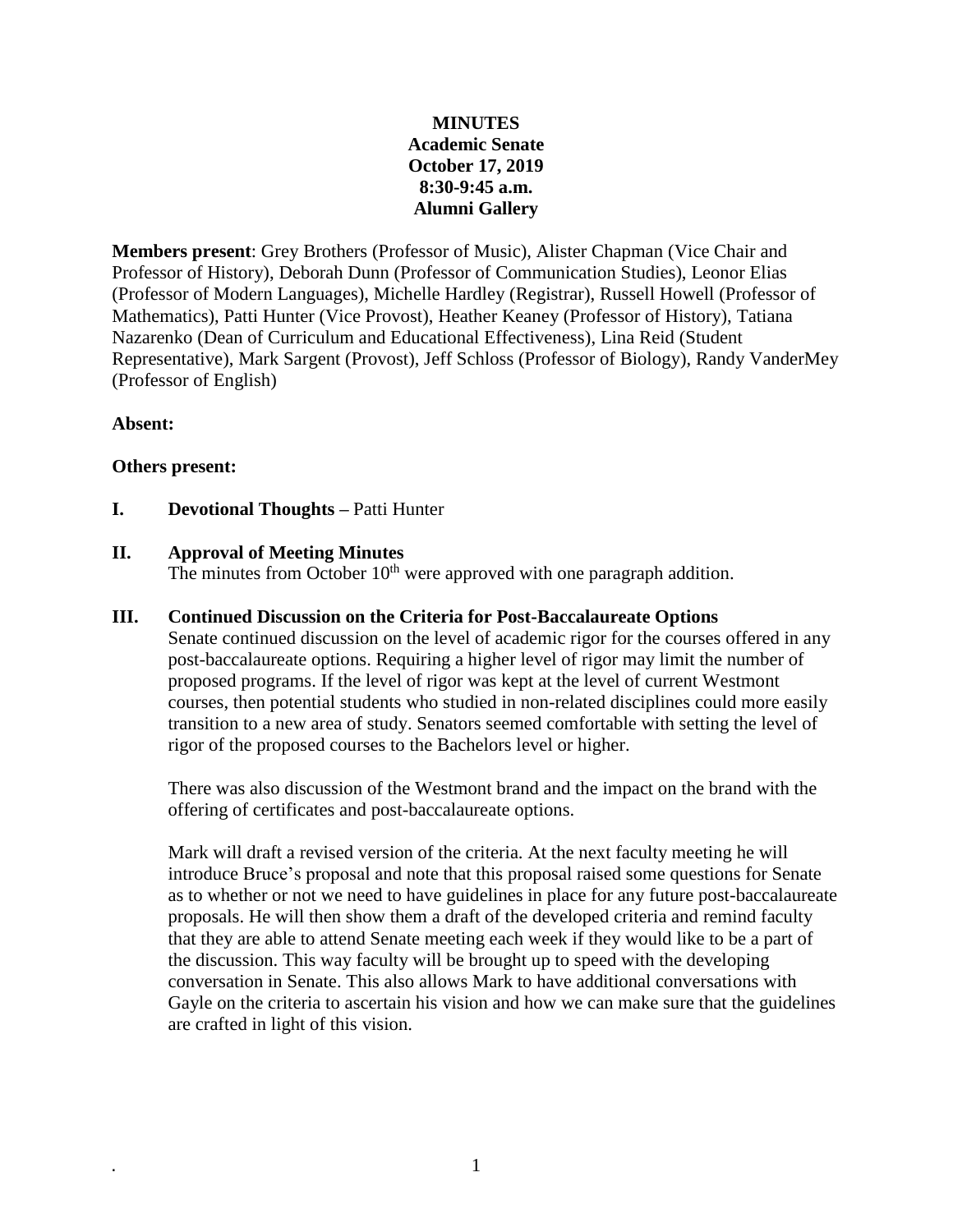**MINUTES**
**Academic Senate**
**October 17, 2019**
**8:30-9:45 a.m.**
**Alumni Gallery**

**Members present**: Grey Brothers (Professor of Music), Alister Chapman (Vice Chair and Professor of History), Deborah Dunn (Professor of Communication Studies), Leonor Elias (Professor of Modern Languages), Michelle Hardley (Registrar), Russell Howell (Professor of Mathematics), Patti Hunter (Vice Provost), Heather Keaney (Professor of History), Tatiana Nazarenko (Dean of Curriculum and Educational Effectiveness), Lina Reid (Student Representative), Mark Sargent (Provost), Jeff Schloss (Professor of Biology), Randy VanderMey (Professor of English)

**Absent:**

**Others present:**

## I. Devotional Thoughts – Patti Hunter

## II. Approval of Meeting Minutes

The minutes from October 10th were approved with one paragraph addition.

## III. Continued Discussion on the Criteria for Post-Baccalaureate Options

Senate continued discussion on the level of academic rigor for the courses offered in any post-baccalaureate options. Requiring a higher level of rigor may limit the number of proposed programs. If the level of rigor was kept at the level of current Westmont courses, then potential students who studied in non-related disciplines could more easily transition to a new area of study. Senators seemed comfortable with setting the level of rigor of the proposed courses to the Bachelors level or higher.

There was also discussion of the Westmont brand and the impact on the brand with the offering of certificates and post-baccalaureate options.

Mark will draft a revised version of the criteria. At the next faculty meeting he will introduce Bruce's proposal and note that this proposal raised some questions for Senate as to whether or not we need to have guidelines in place for any future post-baccalaureate proposals. He will then show them a draft of the developed criteria and remind faculty that they are able to attend Senate meeting each week if they would like to be a part of the discussion. This way faculty will be brought up to speed with the developing conversation in Senate. This also allows Mark to have additional conversations with Gayle on the criteria to ascertain his vision and how we can make sure that the guidelines are crafted in light of this vision.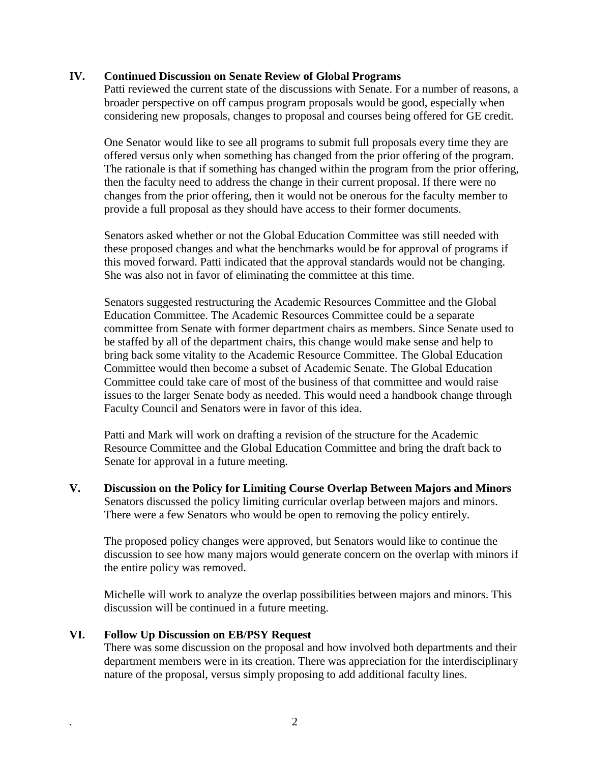## IV. Continued Discussion on Senate Review of Global Programs

Patti reviewed the current state of the discussions with Senate. For a number of reasons, a broader perspective on off campus program proposals would be good, especially when considering new proposals, changes to proposal and courses being offered for GE credit.

One Senator would like to see all programs to submit full proposals every time they are offered versus only when something has changed from the prior offering of the program. The rationale is that if something has changed within the program from the prior offering, then the faculty need to address the change in their current proposal. If there were no changes from the prior offering, then it would not be onerous for the faculty member to provide a full proposal as they should have access to their former documents.

Senators asked whether or not the Global Education Committee was still needed with these proposed changes and what the benchmarks would be for approval of programs if this moved forward. Patti indicated that the approval standards would not be changing. She was also not in favor of eliminating the committee at this time.

Senators suggested restructuring the Academic Resources Committee and the Global Education Committee. The Academic Resources Committee could be a separate committee from Senate with former department chairs as members. Since Senate used to be staffed by all of the department chairs, this change would make sense and help to bring back some vitality to the Academic Resource Committee. The Global Education Committee would then become a subset of Academic Senate. The Global Education Committee could take care of most of the business of that committee and would raise issues to the larger Senate body as needed. This would need a handbook change through Faculty Council and Senators were in favor of this idea.

Patti and Mark will work on drafting a revision of the structure for the Academic Resource Committee and the Global Education Committee and bring the draft back to Senate for approval in a future meeting.

## V. Discussion on the Policy for Limiting Course Overlap Between Majors and Minors

Senators discussed the policy limiting curricular overlap between majors and minors. There were a few Senators who would be open to removing the policy entirely.

The proposed policy changes were approved, but Senators would like to continue the discussion to see how many majors would generate concern on the overlap with minors if the entire policy was removed.

Michelle will work to analyze the overlap possibilities between majors and minors. This discussion will be continued in a future meeting.

## VI. Follow Up Discussion on EB/PSY Request

There was some discussion on the proposal and how involved both departments and their department members were in its creation. There was appreciation for the interdisciplinary nature of the proposal, versus simply proposing to add additional faculty lines.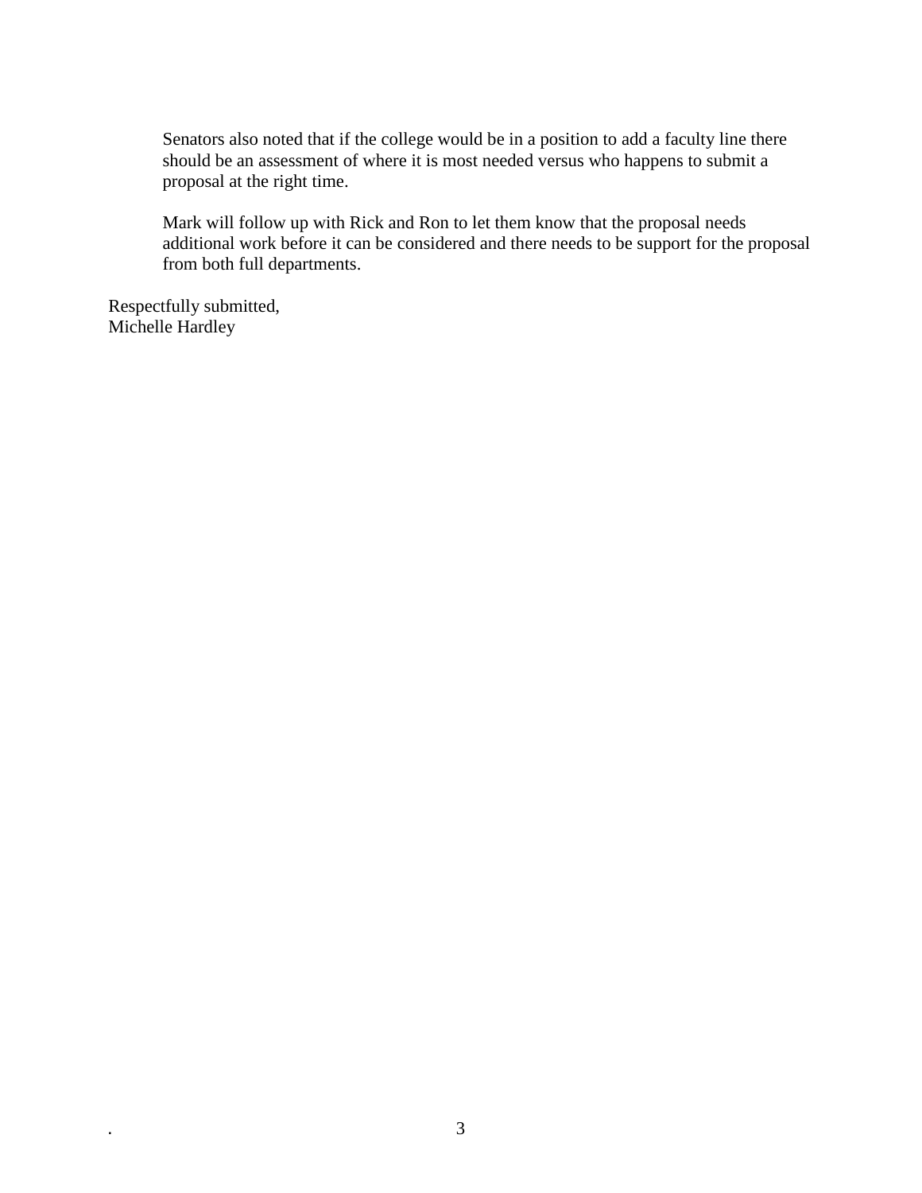Senators also noted that if the college would be in a position to add a faculty line there should be an assessment of where it is most needed versus who happens to submit a proposal at the right time.

Mark will follow up with Rick and Ron to let them know that the proposal needs additional work before it can be considered and there needs to be support for the proposal from both full departments.

Respectfully submitted,
Michelle Hardley